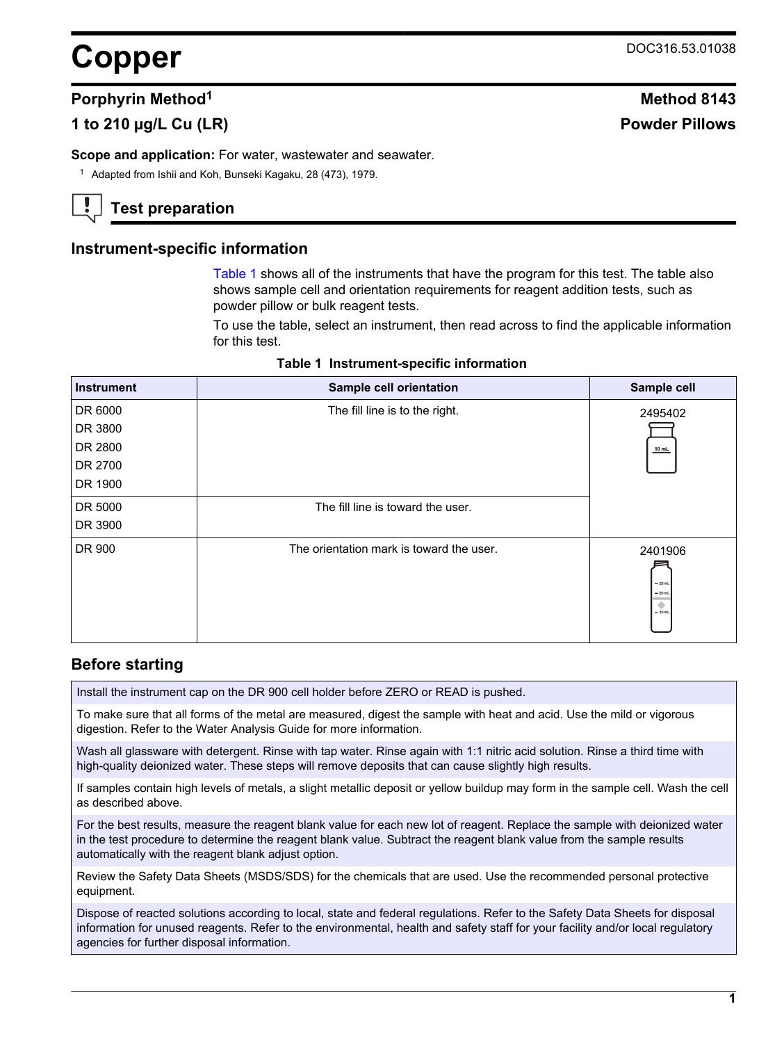# Copper

DOC316.53.01038

## Porphyrin Method[1]

## 1 to 210 µg/L Cu (LR)

## Method 8143

## Powder Pillows

**Scope and application:** For water, wastewater and seawater.

[1] Adapted from Ishii and Koh, Bunseki Kagaku, 28 (473), 1979.

## Test preparation

### Instrument-specific information

Table 1 shows all of the instruments that have the program for this test. The table also shows sample cell and orientation requirements for reagent addition tests, such as powder pillow or bulk reagent tests.

To use the table, select an instrument, then read across to find the applicable information for this test.

**Table 1 Instrument-specific information**

| Instrument | Sample cell orientation | Sample cell |
| --- | --- | --- |
| DR 6000<br>DR 3800<br>DR 2800<br>DR 2700<br>DR 1900 | The fill line is to the right. | 2495402 |
| DR 5000<br>DR 3900 | The fill line is toward the user. | |
| DR 900 | The orientation mark is toward the user. | 2401906 |

### Before starting

Install the instrument cap on the DR 900 cell holder before ZERO or READ is pushed.

To make sure that all forms of the metal are measured, digest the sample with heat and acid. Use the mild or vigorous digestion. Refer to the Water Analysis Guide for more information.

Wash all glassware with detergent. Rinse with tap water. Rinse again with 1:1 nitric acid solution. Rinse a third time with high-quality deionized water. These steps will remove deposits that can cause slightly high results.

If samples contain high levels of metals, a slight metallic deposit or yellow buildup may form in the sample cell. Wash the cell as described above.

For the best results, measure the reagent blank value for each new lot of reagent. Replace the sample with deionized water in the test procedure to determine the reagent blank value. Subtract the reagent blank value from the sample results automatically with the reagent blank adjust option.

Review the Safety Data Sheets (MSDS/SDS) for the chemicals that are used. Use the recommended personal protective equipment.

Dispose of reacted solutions according to local, state and federal regulations. Refer to the Safety Data Sheets for disposal information for unused reagents. Refer to the environmental, health and safety staff for your facility and/or local regulatory agencies for further disposal information.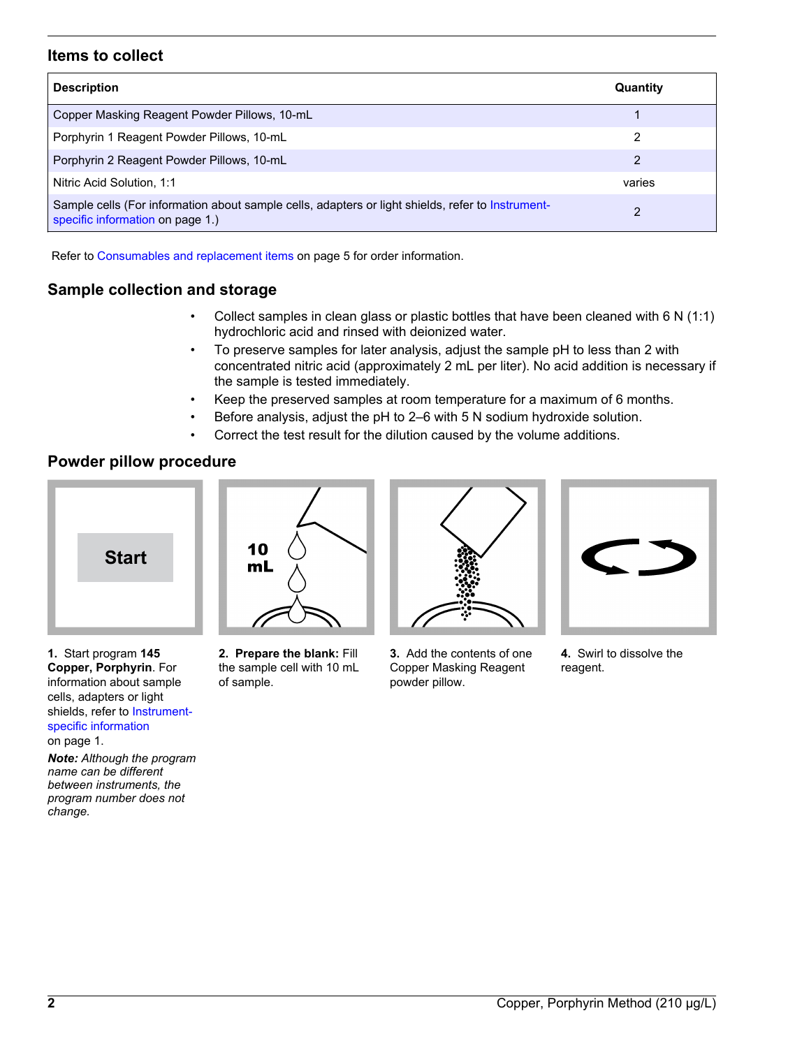## Items to collect

| Description | Quantity |
|---|---|
| Copper Masking Reagent Powder Pillows, 10-mL | 1 |
| Porphyrin 1 Reagent Powder Pillows, 10-mL | 2 |
| Porphyrin 2 Reagent Powder Pillows, 10-mL | 2 |
| Nitric Acid Solution, 1:1 | varies |
| Sample cells (For information about sample cells, adapters or light shields, refer to Instrument-specific information on page 1.) | 2 |

Refer to Consumables and replacement items on page 5 for order information.

## Sample collection and storage

- Collect samples in clean glass or plastic bottles that have been cleaned with 6 N (1:1) hydrochloric acid and rinsed with deionized water.
- To preserve samples for later analysis, adjust the sample pH to less than 2 with concentrated nitric acid (approximately 2 mL per liter). No acid addition is necessary if the sample is tested immediately.
- Keep the preserved samples at room temperature for a maximum of 6 months.
- Before analysis, adjust the pH to 2–6 with 5 N sodium hydroxide solution.
- Correct the test result for the dilution caused by the volume additions.

## Powder pillow procedure

**1.** Start program **145 Copper, Porphyrin**. For information about sample cells, adapters or light shields, refer to Instrument-specific information on page 1.

***Note:** Although the program name can be different between instruments, the program number does not change.*

**2. Prepare the blank:** Fill the sample cell with 10 mL of sample.

**3.** Add the contents of one Copper Masking Reagent powder pillow.

**4.** Swirl to dissolve the reagent.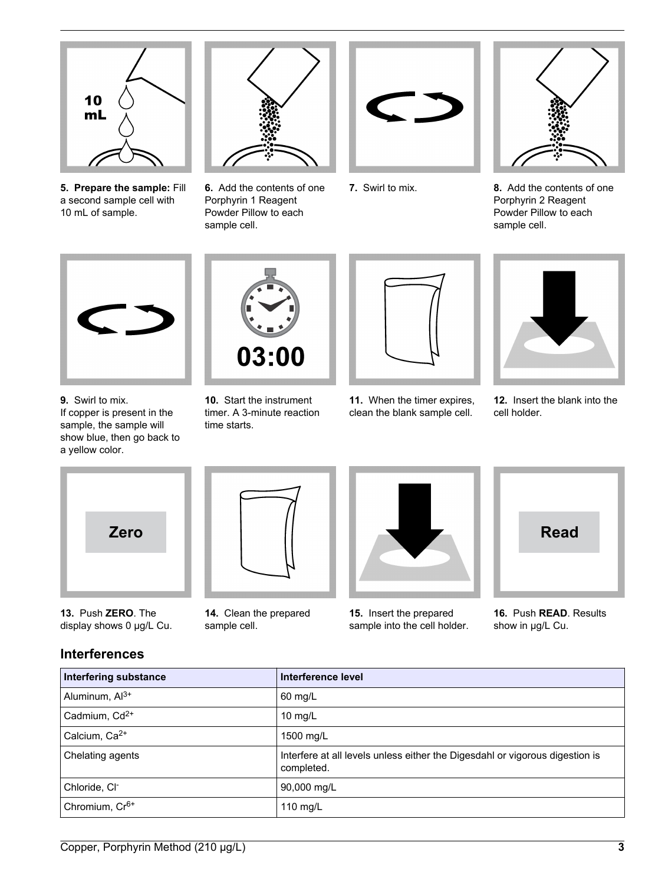**5.** **Prepare the sample:** Fill a second sample cell with 10 mL of sample.

**6.** Add the contents of one Porphyrin 1 Reagent Powder Pillow to each sample cell.

**7.** Swirl to mix.

**8.** Add the contents of one Porphyrin 2 Reagent Powder Pillow to each sample cell.

**9.** Swirl to mix.
If copper is present in the sample, the sample will show blue, then go back to a yellow color.

**10.** Start the instrument timer. A 3-minute reaction time starts.

**11.** When the timer expires, clean the blank sample cell.

**12.** Insert the blank into the cell holder.

**13.** Push **ZERO**. The display shows 0 µg/L Cu.

**14.** Clean the prepared sample cell.

**15.** Insert the prepared sample into the cell holder.

**16.** Push **READ**. Results show in µg/L Cu.

## Interferences

| Interfering substance | Interference level |
| --- | --- |
| Aluminum, $Al^{3+}$ | 60 mg/L |
| Cadmium, $Cd^{2+}$ | 10 mg/L |
| Calcium, $Ca^{2+}$ | 1500 mg/L |
| Chelating agents | Interfere at all levels unless either the Digesdahl or vigorous digestion is completed. |
| Chloride, $Cl^-$ | 90,000 mg/L |
| Chromium, $Cr^{6+}$ | 110 mg/L |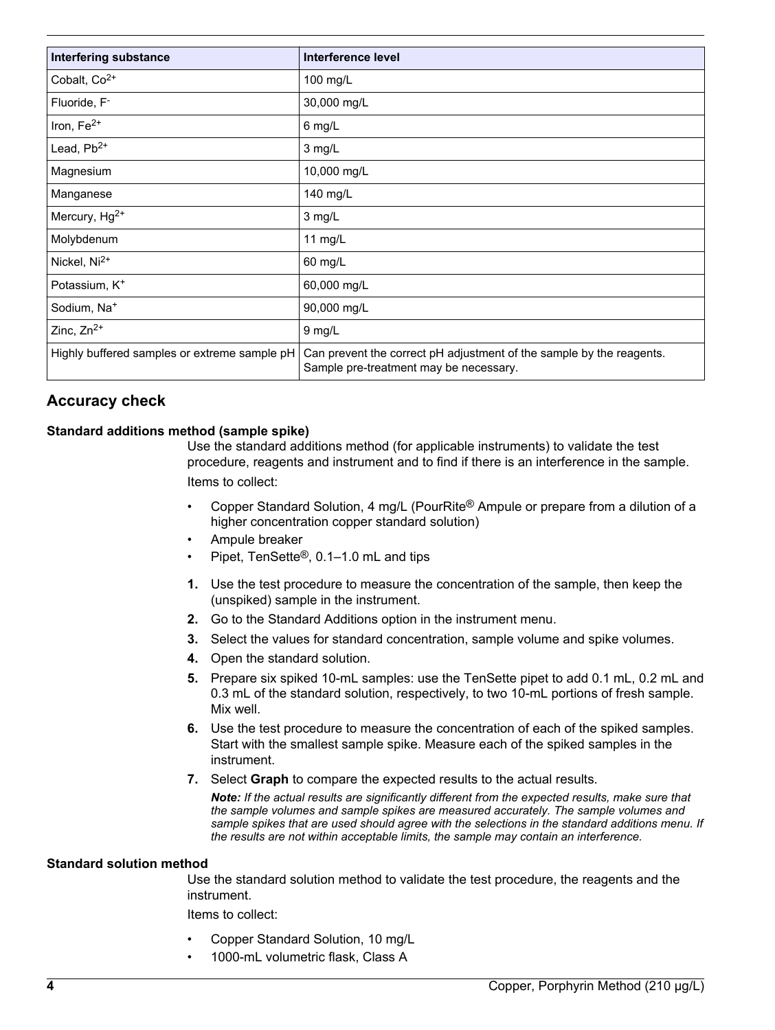| Interfering substance | Interference level |
| --- | --- |
| Cobalt, $Co^{2+}$ | 100 mg/L |
| Fluoride, $F^-$ | 30,000 mg/L |
| Iron, $Fe^{2+}$ | 6 mg/L |
| Lead, $Pb^{2+}$ | 3 mg/L |
| Magnesium | 10,000 mg/L |
| Manganese | 140 mg/L |
| Mercury, $Hg^{2+}$ | 3 mg/L |
| Molybdenum | 11 mg/L |
| Nickel, $Ni^{2+}$ | 60 mg/L |
| Potassium, $K^+$ | 60,000 mg/L |
| Sodium, $Na^+$ | 90,000 mg/L |
| Zinc, $Zn^{2+}$ | 9 mg/L |
| Highly buffered samples or extreme sample pH | Can prevent the correct pH adjustment of the sample by the reagents. Sample pre-treatment may be necessary. |

## Accuracy check

### Standard additions method (sample spike)

Use the standard additions method (for applicable instruments) to validate the test procedure, reagents and instrument and to find if there is an interference in the sample.

Items to collect:

- Copper Standard Solution, 4 mg/L (PourRite® Ampule or prepare from a dilution of a higher concentration copper standard solution)
- Ampule breaker
- Pipet, TenSette®, 0.1–1.0 mL and tips

1. Use the test procedure to measure the concentration of the sample, then keep the (unspiked) sample in the instrument.
2. Go to the Standard Additions option in the instrument menu.
3. Select the values for standard concentration, sample volume and spike volumes.
4. Open the standard solution.
5. Prepare six spiked 10-mL samples: use the TenSette pipet to add 0.1 mL, 0.2 mL and 0.3 mL of the standard solution, respectively, to two 10-mL portions of fresh sample. Mix well.
6. Use the test procedure to measure the concentration of each of the spiked samples. Start with the smallest sample spike. Measure each of the spiked samples in the instrument.
7. Select **Graph** to compare the expected results to the actual results.

   ***Note:*** *If the actual results are significantly different from the expected results, make sure that the sample volumes and sample spikes are measured accurately. The sample volumes and sample spikes that are used should agree with the selections in the standard additions menu. If the results are not within acceptable limits, the sample may contain an interference.*

### Standard solution method

Use the standard solution method to validate the test procedure, the reagents and the instrument.

Items to collect:

- Copper Standard Solution, 10 mg/L
- 1000-mL volumetric flask, Class A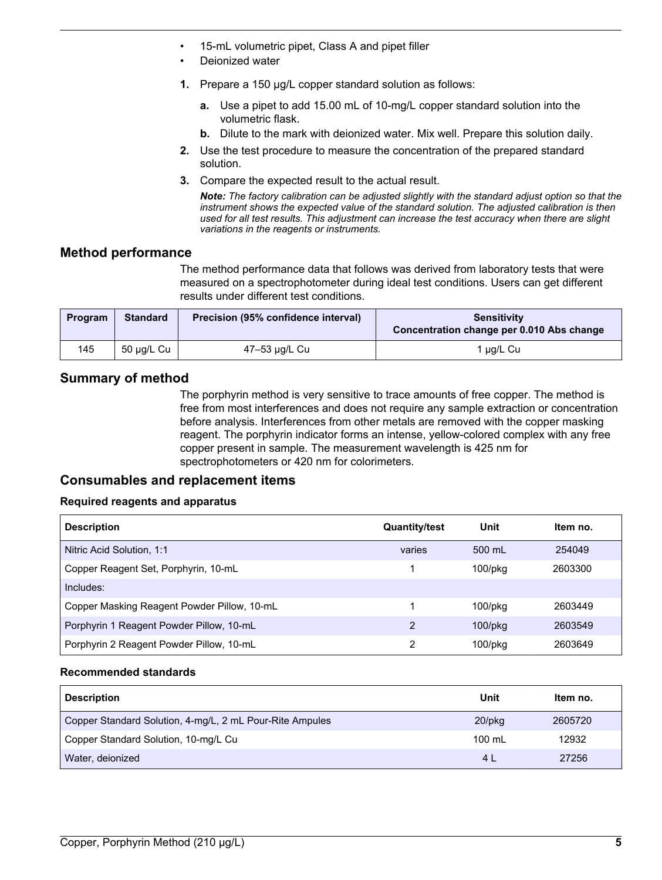- 15-mL volumetric pipet, Class A and pipet filler
- Deionized water

1. Prepare a 150 µg/L copper standard solution as follows:
   a. Use a pipet to add 15.00 mL of 10-mg/L copper standard solution into the volumetric flask.
   b. Dilute to the mark with deionized water. Mix well. Prepare this solution daily.
2. Use the test procedure to measure the concentration of the prepared standard solution.
3. Compare the expected result to the actual result.

   ***Note:** The factory calibration can be adjusted slightly with the standard adjust option so that the instrument shows the expected value of the standard solution. The adjusted calibration is then used for all test results. This adjustment can increase the test accuracy when there are slight variations in the reagents or instruments.*

## Method performance

The method performance data that follows was derived from laboratory tests that were measured on a spectrophotometer during ideal test conditions. Users can get different results under different test conditions.

| Program | Standard | Precision (95% confidence interval) | Sensitivity Concentration change per 0.010 Abs change |
|---|---|---|---|
| 145 | 50 µg/L Cu | 47–53 µg/L Cu | 1 µg/L Cu |

## Summary of method

The porphyrin method is very sensitive to trace amounts of free copper. The method is free from most interferences and does not require any sample extraction or concentration before analysis. Interferences from other metals are removed with the copper masking reagent. The porphyrin indicator forms an intense, yellow-colored complex with any free copper present in sample. The measurement wavelength is 425 nm for spectrophotometers or 420 nm for colorimeters.

## Consumables and replacement items

### Required reagents and apparatus

| Description | Quantity/test | Unit | Item no. |
|---|---|---|---|
| Nitric Acid Solution, 1:1 | varies | 500 mL | 254049 |
| Copper Reagent Set, Porphyrin, 10-mL | 1 | 100/pkg | 2603300 |
| Includes: | | | |
| Copper Masking Reagent Powder Pillow, 10-mL | 1 | 100/pkg | 2603449 |
| Porphyrin 1 Reagent Powder Pillow, 10-mL | 2 | 100/pkg | 2603549 |
| Porphyrin 2 Reagent Powder Pillow, 10-mL | 2 | 100/pkg | 2603649 |

### Recommended standards

| Description | Unit | Item no. |
|---|---|---|
| Copper Standard Solution, 4-mg/L, 2 mL Pour-Rite Ampules | 20/pkg | 2605720 |
| Copper Standard Solution, 10-mg/L Cu | 100 mL | 12932 |
| Water, deionized | 4 L | 27256 |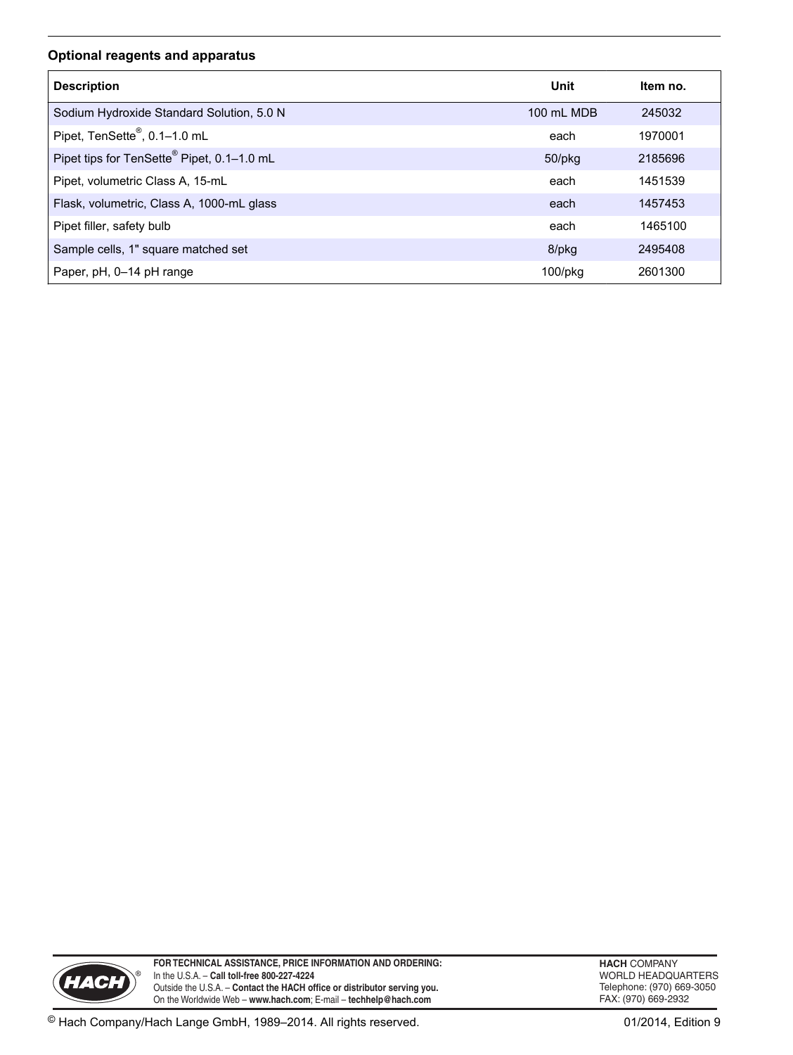### Optional reagents and apparatus

| Description | Unit | Item no. |
|---|---|---|
| Sodium Hydroxide Standard Solution, 5.0 N | 100 mL MDB | 245032 |
| Pipet, TenSette®, 0.1–1.0 mL | each | 1970001 |
| Pipet tips for TenSette® Pipet, 0.1–1.0 mL | 50/pkg | 2185696 |
| Pipet, volumetric Class A, 15-mL | each | 1451539 |
| Flask, volumetric, Class A, 1000-mL glass | each | 1457453 |
| Pipet filler, safety bulb | each | 1465100 |
| Sample cells, 1" square matched set | 8/pkg | 2495408 |
| Paper, pH, 0–14 pH range | 100/pkg | 2601300 |

**FOR TECHNICAL ASSISTANCE, PRICE INFORMATION AND ORDERING:**
In the U.S.A. – **Call toll-free 800-227-4224**
Outside the U.S.A. – **Contact the HACH office or distributor serving you.**
On the Worldwide Web – **www.hach.com**; E-mail – **techhelp@hach.com**

**HACH** COMPANY
WORLD HEADQUARTERS
Telephone: (970) 669-3050
FAX: (970) 669-2932

© Hach Company/Hach Lange GmbH, 1989–2014. All rights reserved.

01/2014, Edition 9